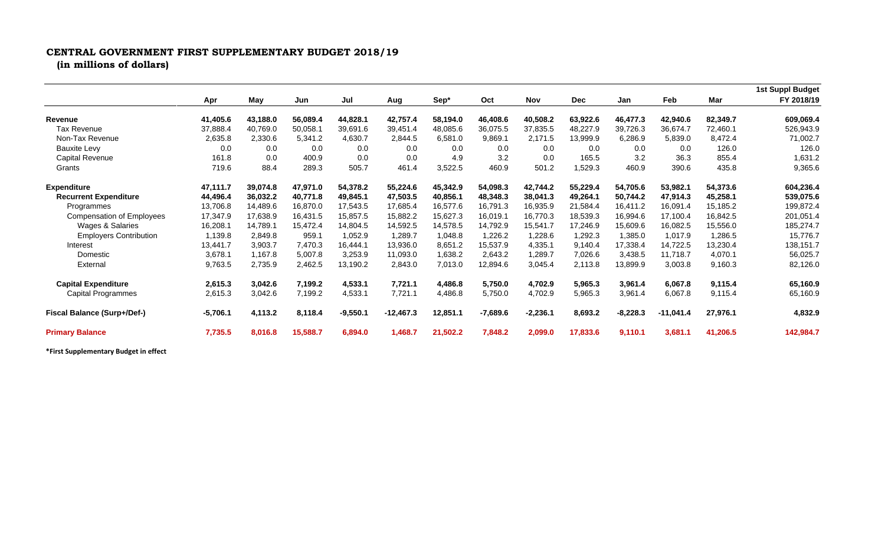# CENTRAL GOVERNMENT FIRST SUPPLEMENTARY BUDGET 2018/19

**(in millions of dollars)**

| | Apr | May | Jun | Jul | Aug | Sep* | Oct | Nov | Dec | Jan | Feb | Mar | 1st Suppl Budget FY 2018/19 |
|---|---|---|---|---|---|---|---|---|---|---|---|---|---|
| **Revenue** | **41,405.6** | **43,188.0** | **56,089.4** | **44,828.1** | **42,757.4** | **58,194.0** | **46,408.6** | **40,508.2** | **63,922.6** | **46,477.3** | **42,940.6** | **82,349.7** | **609,069.4** |
| Tax Revenue | 37,888.4 | 40,769.0 | 50,058.1 | 39,691.6 | 39,451.4 | 48,085.6 | 36,075.5 | 37,835.5 | 48,227.9 | 39,726.3 | 36,674.7 | 72,460.1 | 526,943.9 |
| Non-Tax Revenue | 2,635.8 | 2,330.6 | 5,341.2 | 4,630.7 | 2,844.5 | 6,581.0 | 9,869.1 | 2,171.5 | 13,999.9 | 6,286.9 | 5,839.0 | 8,472.4 | 71,002.7 |
| Bauxite Levy | 0.0 | 0.0 | 0.0 | 0.0 | 0.0 | 0.0 | 0.0 | 0.0 | 0.0 | 0.0 | 0.0 | 126.0 | 126.0 |
| Capital Revenue | 161.8 | 0.0 | 400.9 | 0.0 | 0.0 | 4.9 | 3.2 | 0.0 | 165.5 | 3.2 | 36.3 | 855.4 | 1,631.2 |
| Grants | 719.6 | 88.4 | 289.3 | 505.7 | 461.4 | 3,522.5 | 460.9 | 501.2 | 1,529.3 | 460.9 | 390.6 | 435.8 | 9,365.6 |
| **Expenditure** | **47,111.7** | **39,074.8** | **47,971.0** | **54,378.2** | **55,224.6** | **45,342.9** | **54,098.3** | **42,744.2** | **55,229.4** | **54,705.6** | **53,982.1** | **54,373.6** | **604,236.4** |
| **Recurrent Expenditure** | **44,496.4** | **36,032.2** | **40,771.8** | **49,845.1** | **47,503.5** | **40,856.1** | **48,348.3** | **38,041.3** | **49,264.1** | **50,744.2** | **47,914.3** | **45,258.1** | **539,075.6** |
| Programmes | 13,706.8 | 14,489.6 | 16,870.0 | 17,543.5 | 17,685.4 | 16,577.6 | 16,791.3 | 16,935.9 | 21,584.4 | 16,411.2 | 16,091.4 | 15,185.2 | 199,872.4 |
| Compensation of Employees | 17,347.9 | 17,638.9 | 16,431.5 | 15,857.5 | 15,882.2 | 15,627.3 | 16,019.1 | 16,770.3 | 18,539.3 | 16,994.6 | 17,100.4 | 16,842.5 | 201,051.4 |
| Wages & Salaries | 16,208.1 | 14,789.1 | 15,472.4 | 14,804.5 | 14,592.5 | 14,578.5 | 14,792.9 | 15,541.7 | 17,246.9 | 15,609.6 | 16,082.5 | 15,556.0 | 185,274.7 |
| Employers Contribution | 1,139.8 | 2,849.8 | 959.1 | 1,052.9 | 1,289.7 | 1,048.8 | 1,226.2 | 1,228.6 | 1,292.3 | 1,385.0 | 1,017.9 | 1,286.5 | 15,776.7 |
| Interest | 13,441.7 | 3,903.7 | 7,470.3 | 16,444.1 | 13,936.0 | 8,651.2 | 15,537.9 | 4,335.1 | 9,140.4 | 17,338.4 | 14,722.5 | 13,230.4 | 138,151.7 |
| Domestic | 3,678.1 | 1,167.8 | 5,007.8 | 3,253.9 | 11,093.0 | 1,638.2 | 2,643.2 | 1,289.7 | 7,026.6 | 3,438.5 | 11,718.7 | 4,070.1 | 56,025.7 |
| External | 9,763.5 | 2,735.9 | 2,462.5 | 13,190.2 | 2,843.0 | 7,013.0 | 12,894.6 | 3,045.4 | 2,113.8 | 13,899.9 | 3,003.8 | 9,160.3 | 82,126.0 |
| **Capital Expenditure** | **2,615.3** | **3,042.6** | **7,199.2** | **4,533.1** | **7,721.1** | **4,486.8** | **5,750.0** | **4,702.9** | **5,965.3** | **3,961.4** | **6,067.8** | **9,115.4** | **65,160.9** |
| Capital Programmes | 2,615.3 | 3,042.6 | 7,199.2 | 4,533.1 | 7,721.1 | 4,486.8 | 5,750.0 | 4,702.9 | 5,965.3 | 3,961.4 | 6,067.8 | 9,115.4 | 65,160.9 |
| **Fiscal Balance (Surp+/Def-)** | **-5,706.1** | **4,113.2** | **8,118.4** | **-9,550.1** | **-12,467.3** | **12,851.1** | **-7,689.6** | **-2,236.1** | **8,693.2** | **-8,228.3** | **-11,041.4** | **27,976.1** | **4,832.9** |
| **Primary Balance** | **7,735.5** | **8,016.8** | **15,588.7** | **6,894.0** | **1,468.7** | **21,502.2** | **7,848.2** | **2,099.0** | **17,833.6** | **9,110.1** | **3,681.1** | **41,206.5** | **142,984.7** |

***First Supplementary Budget in effect**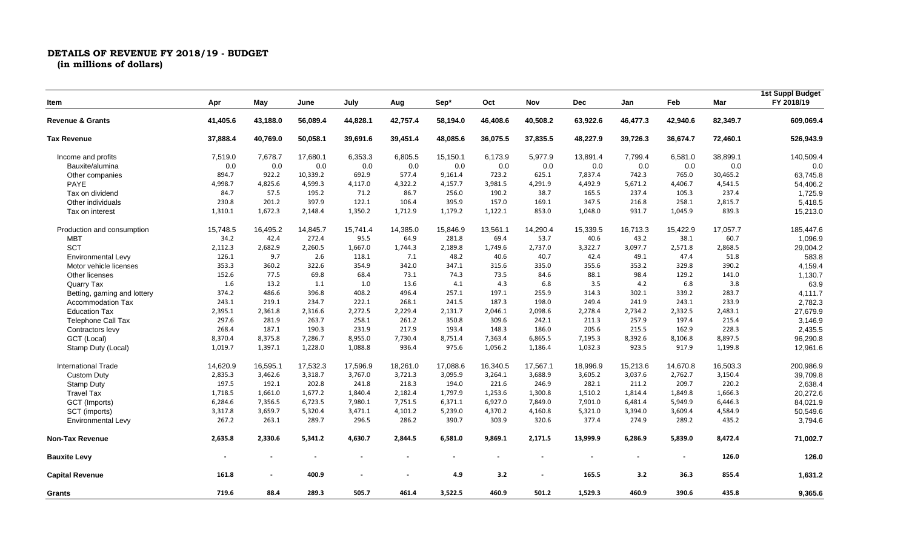**DETAILS OF REVENUE FY 2018/19 - BUDGET**
**(in millions of dollars)**

| Item | Apr | May | June | July | Aug | Sep* | Oct | Nov | Dec | Jan | Feb | Mar | 1st Suppl Budget FY 2018/19 |
|---|---|---|---|---|---|---|---|---|---|---|---|---|---|
| **Revenue & Grants** | **41,405.6** | **43,188.0** | **56,089.4** | **44,828.1** | **42,757.4** | **58,194.0** | **46,408.6** | **40,508.2** | **63,922.6** | **46,477.3** | **42,940.6** | **82,349.7** | **609,069.4** |
| **Tax Revenue** | **37,888.4** | **40,769.0** | **50,058.1** | **39,691.6** | **39,451.4** | **48,085.6** | **36,075.5** | **37,835.5** | **48,227.9** | **39,726.3** | **36,674.7** | **72,460.1** | **526,943.9** |
| Income and profits | 7,519.0 | 7,678.7 | 17,680.1 | 6,353.3 | 6,805.5 | 15,150.1 | 6,173.9 | 5,977.9 | 13,891.4 | 7,799.4 | 6,581.0 | 38,899.1 | 140,509.4 |
| Bauxite/alumina | 0.0 | 0.0 | 0.0 | 0.0 | 0.0 | 0.0 | 0.0 | 0.0 | 0.0 | 0.0 | 0.0 | 0.0 | 0.0 |
| Other companies | 894.7 | 922.2 | 10,339.2 | 692.9 | 577.4 | 9,161.4 | 723.2 | 625.1 | 7,837.4 | 742.3 | 765.0 | 30,465.2 | 63,745.8 |
| PAYE | 4,998.7 | 4,825.6 | 4,599.3 | 4,117.0 | 4,322.2 | 4,157.7 | 3,981.5 | 4,291.9 | 4,492.9 | 5,671.2 | 4,406.7 | 4,541.5 | 54,406.2 |
| Tax on dividend | 84.7 | 57.5 | 195.2 | 71.2 | 86.7 | 256.0 | 190.2 | 38.7 | 165.5 | 237.4 | 105.3 | 237.4 | 1,725.9 |
| Other individuals | 230.8 | 201.2 | 397.9 | 122.1 | 106.4 | 395.9 | 157.0 | 169.1 | 347.5 | 216.8 | 258.1 | 2,815.7 | 5,418.5 |
| Tax on interest | 1,310.1 | 1,672.3 | 2,148.4 | 1,350.2 | 1,712.9 | 1,179.2 | 1,122.1 | 853.0 | 1,048.0 | 931.7 | 1,045.9 | 839.3 | 15,213.0 |
| Production and consumption | 15,748.5 | 16,495.2 | 14,845.7 | 15,741.4 | 14,385.0 | 15,846.9 | 13,561.1 | 14,290.4 | 15,339.5 | 16,713.3 | 15,422.9 | 17,057.7 | 185,447.6 |
| MBT | 34.2 | 42.4 | 272.4 | 95.5 | 64.9 | 281.8 | 69.4 | 53.7 | 40.6 | 43.2 | 38.1 | 60.7 | 1,096.9 |
| SCT | 2,112.3 | 2,682.9 | 2,260.5 | 1,667.0 | 1,744.3 | 2,189.8 | 1,749.6 | 2,737.0 | 3,322.7 | 3,097.7 | 2,571.8 | 2,868.5 | 29,004.2 |
| Environmental Levy | 126.1 | 9.7 | 2.6 | 118.1 | 7.1 | 48.2 | 40.6 | 40.7 | 42.4 | 49.1 | 47.4 | 51.8 | 583.8 |
| Motor vehicle licenses | 353.3 | 360.2 | 322.6 | 354.9 | 342.0 | 347.1 | 315.6 | 335.0 | 355.6 | 353.2 | 329.8 | 390.2 | 4,159.4 |
| Other licenses | 152.6 | 77.5 | 69.8 | 68.4 | 73.1 | 74.3 | 73.5 | 84.6 | 88.1 | 98.4 | 129.2 | 141.0 | 1,130.7 |
| Quarry Tax | 1.6 | 13.2 | 1.1 | 1.0 | 13.6 | 4.1 | 4.3 | 6.8 | 3.5 | 4.2 | 6.8 | 3.8 | 63.9 |
| Betting, gaming and lottery | 374.2 | 486.6 | 396.8 | 408.2 | 496.4 | 257.1 | 197.1 | 255.9 | 314.3 | 302.1 | 339.2 | 283.7 | 4,111.7 |
| Accommodation Tax | 243.1 | 219.1 | 234.7 | 222.1 | 268.1 | 241.5 | 187.3 | 198.0 | 249.4 | 241.9 | 243.1 | 233.9 | 2,782.3 |
| Education Tax | 2,395.1 | 2,361.8 | 2,316.6 | 2,272.5 | 2,229.4 | 2,131.7 | 2,046.1 | 2,098.6 | 2,278.4 | 2,734.2 | 2,332.5 | 2,483.1 | 27,679.9 |
| Telephone Call Tax | 297.6 | 281.9 | 263.7 | 258.1 | 261.2 | 350.8 | 309.6 | 242.1 | 211.3 | 257.9 | 197.4 | 215.4 | 3,146.9 |
| Contractors levy | 268.4 | 187.1 | 190.3 | 231.9 | 217.9 | 193.4 | 148.3 | 186.0 | 205.6 | 215.5 | 162.9 | 228.3 | 2,435.5 |
| GCT (Local) | 8,370.4 | 8,375.8 | 7,286.7 | 8,955.0 | 7,730.4 | 8,751.4 | 7,363.4 | 6,865.5 | 7,195.3 | 8,392.6 | 8,106.8 | 8,897.5 | 96,290.8 |
| Stamp Duty (Local) | 1,019.7 | 1,397.1 | 1,228.0 | 1,088.8 | 936.4 | 975.6 | 1,056.2 | 1,186.4 | 1,032.3 | 923.5 | 917.9 | 1,199.8 | 12,961.6 |
| International Trade | 14,620.9 | 16,595.1 | 17,532.3 | 17,596.9 | 18,261.0 | 17,088.6 | 16,340.5 | 17,567.1 | 18,996.9 | 15,213.6 | 14,670.8 | 16,503.3 | 200,986.9 |
| Custom Duty | 2,835.3 | 3,462.6 | 3,318.7 | 3,767.0 | 3,721.3 | 3,095.9 | 3,264.1 | 3,688.9 | 3,605.2 | 3,037.6 | 2,762.7 | 3,150.4 | 39,709.8 |
| Stamp Duty | 197.5 | 192.1 | 202.8 | 241.8 | 218.3 | 194.0 | 221.6 | 246.9 | 282.1 | 211.2 | 209.7 | 220.2 | 2,638.4 |
| Travel Tax | 1,718.5 | 1,661.0 | 1,677.2 | 1,840.4 | 2,182.4 | 1,797.9 | 1,253.6 | 1,300.8 | 1,510.2 | 1,814.4 | 1,849.8 | 1,666.3 | 20,272.6 |
| GCT (Imports) | 6,284.6 | 7,356.5 | 6,723.5 | 7,980.1 | 7,751.5 | 6,371.1 | 6,927.0 | 7,849.0 | 7,901.0 | 6,481.4 | 5,949.9 | 6,446.3 | 84,021.9 |
| SCT (imports) | 3,317.8 | 3,659.7 | 5,320.4 | 3,471.1 | 4,101.2 | 5,239.0 | 4,370.2 | 4,160.8 | 5,321.0 | 3,394.0 | 3,609.4 | 4,584.9 | 50,549.6 |
| Environmental Levy | 267.2 | 263.1 | 289.7 | 296.5 | 286.2 | 390.7 | 303.9 | 320.6 | 377.4 | 274.9 | 289.2 | 435.2 | 3,794.6 |
| **Non-Tax Revenue** | **2,635.8** | **2,330.6** | **5,341.2** | **4,630.7** | **2,844.5** | **6,581.0** | **9,869.1** | **2,171.5** | **13,999.9** | **6,286.9** | **5,839.0** | **8,472.4** | **71,002.7** |
| **Bauxite Levy** | - | - | - | - | - | - | - | - | - | - | - | **126.0** | **126.0** |
| **Capital Revenue** | **161.8** | - | **400.9** | - | - | **4.9** | **3.2** | - | **165.5** | **3.2** | **36.3** | **855.4** | **1,631.2** |
| **Grants** | **719.6** | **88.4** | **289.3** | **505.7** | **461.4** | **3,522.5** | **460.9** | **501.2** | **1,529.3** | **460.9** | **390.6** | **435.8** | **9,365.6** |